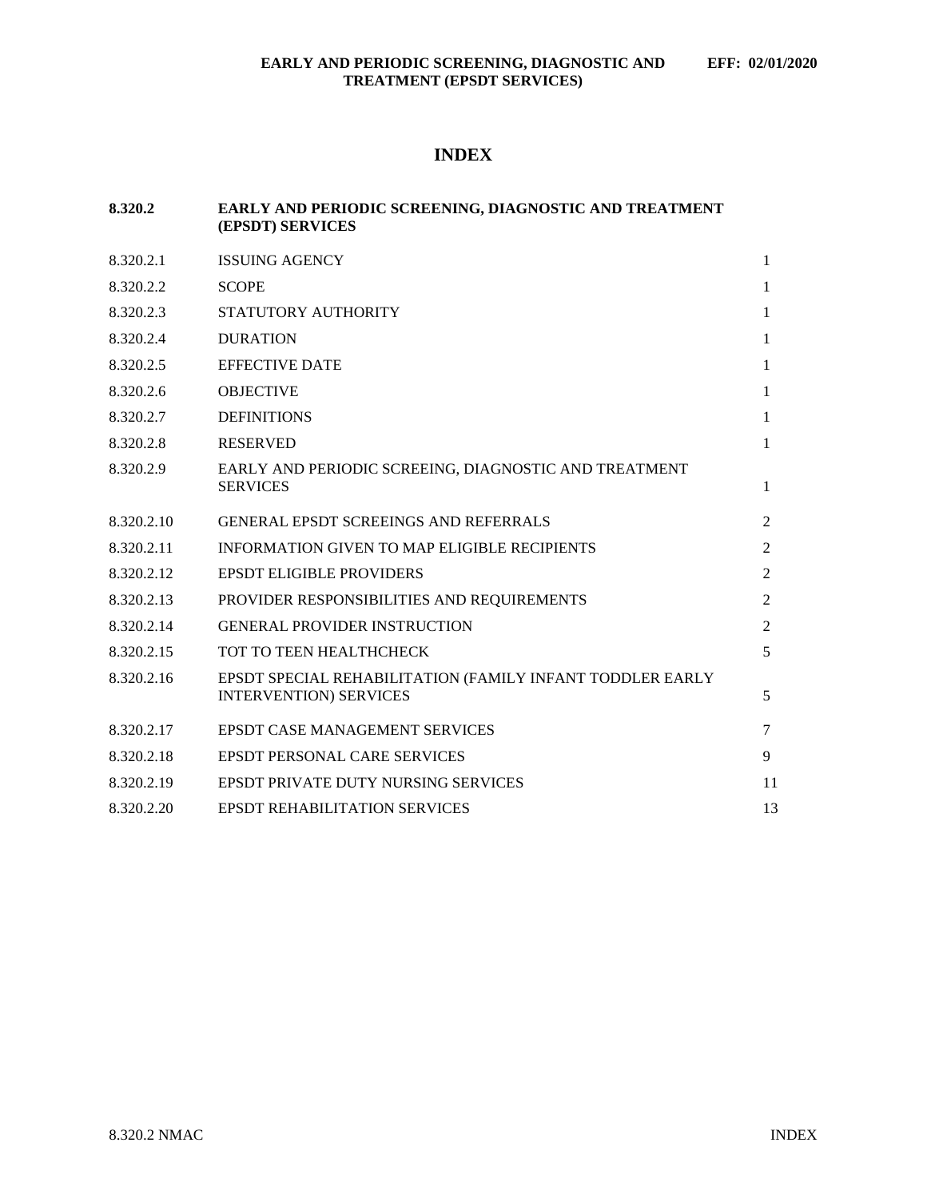# INDEX

| | | |
|---|---|---|
| **8.320.2** | **EARLY AND PERIODIC SCREENING, DIAGNOSTIC AND TREATMENT (EPSDT) SERVICES** | |
| 8.320.2.1 | ISSUING AGENCY | 1 |
| 8.320.2.2 | SCOPE | 1 |
| 8.320.2.3 | STATUTORY AUTHORITY | 1 |
| 8.320.2.4 | DURATION | 1 |
| 8.320.2.5 | EFFECTIVE DATE | 1 |
| 8.320.2.6 | OBJECTIVE | 1 |
| 8.320.2.7 | DEFINITIONS | 1 |
| 8.320.2.8 | RESERVED | 1 |
| 8.320.2.9 | EARLY AND PERIODIC SCREEING, DIAGNOSTIC AND TREATMENT SERVICES | 1 |
| 8.320.2.10 | GENERAL EPSDT SCREEINGS AND REFERRALS | 2 |
| 8.320.2.11 | INFORMATION GIVEN TO MAP ELIGIBLE RECIPIENTS | 2 |
| 8.320.2.12 | EPSDT ELIGIBLE PROVIDERS | 2 |
| 8.320.2.13 | PROVIDER RESPONSIBILITIES AND REQUIREMENTS | 2 |
| 8.320.2.14 | GENERAL PROVIDER INSTRUCTION | 2 |
| 8.320.2.15 | TOT TO TEEN HEALTHCHECK | 5 |
| 8.320.2.16 | EPSDT SPECIAL REHABILITATION (FAMILY INFANT TODDLER EARLY INTERVENTION) SERVICES | 5 |
| 8.320.2.17 | EPSDT CASE MANAGEMENT SERVICES | 7 |
| 8.320.2.18 | EPSDT PERSONAL CARE SERVICES | 9 |
| 8.320.2.19 | EPSDT PRIVATE DUTY NURSING SERVICES | 11 |
| 8.320.2.20 | EPSDT REHABILITATION SERVICES | 13 |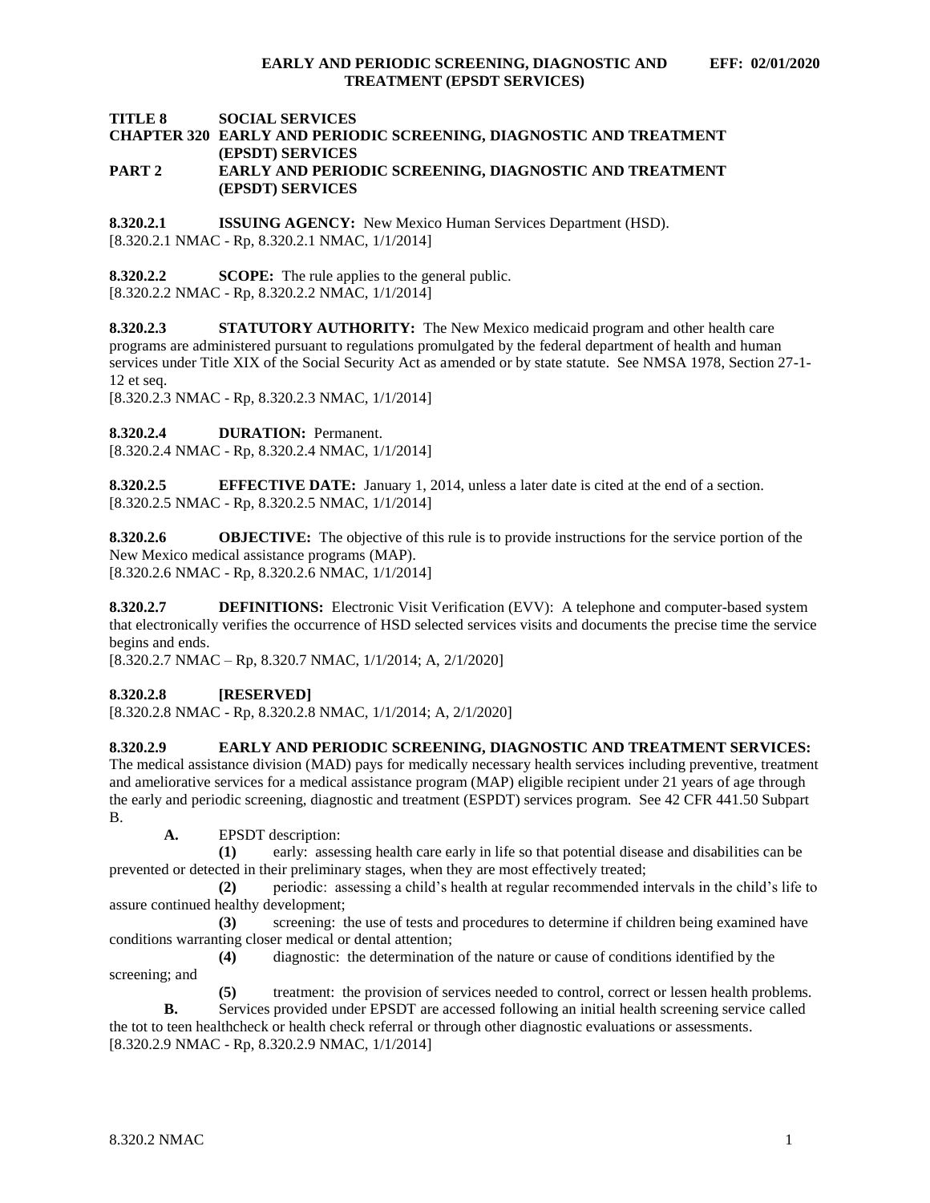**TITLE 8 SOCIAL SERVICES**
**CHAPTER 320 EARLY AND PERIODIC SCREENING, DIAGNOSTIC AND TREATMENT (EPSDT) SERVICES**
**PART 2 EARLY AND PERIODIC SCREENING, DIAGNOSTIC AND TREATMENT (EPSDT) SERVICES**

**8.320.2.1 ISSUING AGENCY:** New Mexico Human Services Department (HSD).
[8.320.2.1 NMAC - Rp, 8.320.2.1 NMAC, 1/1/2014]

**8.320.2.2 SCOPE:** The rule applies to the general public.
[8.320.2.2 NMAC - Rp, 8.320.2.2 NMAC, 1/1/2014]

**8.320.2.3 STATUTORY AUTHORITY:** The New Mexico medicaid program and other health care programs are administered pursuant to regulations promulgated by the federal department of health and human services under Title XIX of the Social Security Act as amended or by state statute. See NMSA 1978, Section 27-1-12 et seq.
[8.320.2.3 NMAC - Rp, 8.320.2.3 NMAC, 1/1/2014]

**8.320.2.4 DURATION:** Permanent.
[8.320.2.4 NMAC - Rp, 8.320.2.4 NMAC, 1/1/2014]

**8.320.2.5 EFFECTIVE DATE:** January 1, 2014, unless a later date is cited at the end of a section.
[8.320.2.5 NMAC - Rp, 8.320.2.5 NMAC, 1/1/2014]

**8.320.2.6 OBJECTIVE:** The objective of this rule is to provide instructions for the service portion of the New Mexico medical assistance programs (MAP).
[8.320.2.6 NMAC - Rp, 8.320.2.6 NMAC, 1/1/2014]

**8.320.2.7 DEFINITIONS:** Electronic Visit Verification (EVV): A telephone and computer-based system that electronically verifies the occurrence of HSD selected services visits and documents the precise time the service begins and ends.
[8.320.2.7 NMAC – Rp, 8.320.7 NMAC, 1/1/2014; A, 2/1/2020]

**8.320.2.8 [RESERVED]**
[8.320.2.8 NMAC - Rp, 8.320.2.8 NMAC, 1/1/2014; A, 2/1/2020]

**8.320.2.9 EARLY AND PERIODIC SCREENING, DIAGNOSTIC AND TREATMENT SERVICES:** The medical assistance division (MAD) pays for medically necessary health services including preventive, treatment and ameliorative services for a medical assistance program (MAP) eligible recipient under 21 years of age through the early and periodic screening, diagnostic and treatment (ESPDT) services program. See 42 CFR 441.50 Subpart B.

**A.** EPSDT description:

**(1)** early: assessing health care early in life so that potential disease and disabilities can be prevented or detected in their preliminary stages, when they are most effectively treated;

**(2)** periodic: assessing a child's health at regular recommended intervals in the child's life to assure continued healthy development;

**(3)** screening: the use of tests and procedures to determine if children being examined have conditions warranting closer medical or dental attention;

**(4)** diagnostic: the determination of the nature or cause of conditions identified by the screening; and

**(5)** treatment: the provision of services needed to control, correct or lessen health problems.

**B.** Services provided under EPSDT are accessed following an initial health screening service called the tot to teen healthcheck or health check referral or through other diagnostic evaluations or assessments.
[8.320.2.9 NMAC - Rp, 8.320.2.9 NMAC, 1/1/2014]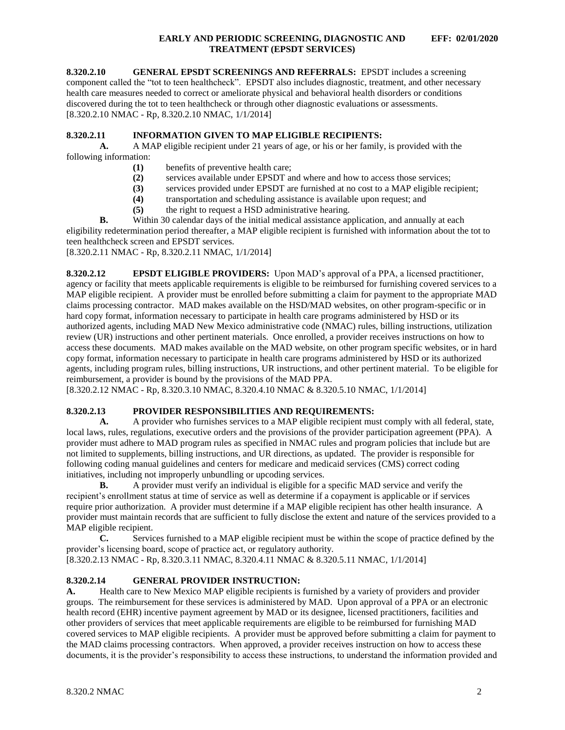**8.320.2.10 GENERAL EPSDT SCREENINGS AND REFERRALS:** EPSDT includes a screening component called the "tot to teen healthcheck". EPSDT also includes diagnostic, treatment, and other necessary health care measures needed to correct or ameliorate physical and behavioral health disorders or conditions discovered during the tot to teen healthcheck or through other diagnostic evaluations or assessments.
[8.320.2.10 NMAC - Rp, 8.320.2.10 NMAC, 1/1/2014]

**8.320.2.11 INFORMATION GIVEN TO MAP ELIGIBLE RECIPIENTS:**

**A.** A MAP eligible recipient under 21 years of age, or his or her family, is provided with the following information:

- **(1)** benefits of preventive health care;
- **(2)** services available under EPSDT and where and how to access those services;
- **(3)** services provided under EPSDT are furnished at no cost to a MAP eligible recipient;
- **(4)** transportation and scheduling assistance is available upon request; and
- **(5)** the right to request a HSD administrative hearing.

**B.** Within 30 calendar days of the initial medical assistance application, and annually at each eligibility redetermination period thereafter, a MAP eligible recipient is furnished with information about the tot to teen healthcheck screen and EPSDT services.
[8.320.2.11 NMAC - Rp, 8.320.2.11 NMAC, 1/1/2014]

**8.320.2.12 EPSDT ELIGIBLE PROVIDERS:** Upon MAD's approval of a PPA, a licensed practitioner, agency or facility that meets applicable requirements is eligible to be reimbursed for furnishing covered services to a MAP eligible recipient. A provider must be enrolled before submitting a claim for payment to the appropriate MAD claims processing contractor. MAD makes available on the HSD/MAD websites, on other program-specific or in hard copy format, information necessary to participate in health care programs administered by HSD or its authorized agents, including MAD New Mexico administrative code (NMAC) rules, billing instructions, utilization review (UR) instructions and other pertinent materials. Once enrolled, a provider receives instructions on how to access these documents. MAD makes available on the MAD website, on other program specific websites, or in hard copy format, information necessary to participate in health care programs administered by HSD or its authorized agents, including program rules, billing instructions, UR instructions, and other pertinent material. To be eligible for reimbursement, a provider is bound by the provisions of the MAD PPA.
[8.320.2.12 NMAC - Rp, 8.320.3.10 NMAC, 8.320.4.10 NMAC & 8.320.5.10 NMAC, 1/1/2014]

**8.320.2.13 PROVIDER RESPONSIBILITIES AND REQUIREMENTS:**

**A.** A provider who furnishes services to a MAP eligible recipient must comply with all federal, state, local laws, rules, regulations, executive orders and the provisions of the provider participation agreement (PPA). A provider must adhere to MAD program rules as specified in NMAC rules and program policies that include but are not limited to supplements, billing instructions, and UR directions, as updated. The provider is responsible for following coding manual guidelines and centers for medicare and medicaid services (CMS) correct coding initiatives, including not improperly unbundling or upcoding services.

**B.** A provider must verify an individual is eligible for a specific MAD service and verify the recipient's enrollment status at time of service as well as determine if a copayment is applicable or if services require prior authorization. A provider must determine if a MAP eligible recipient has other health insurance. A provider must maintain records that are sufficient to fully disclose the extent and nature of the services provided to a MAP eligible recipient.

**C.** Services furnished to a MAP eligible recipient must be within the scope of practice defined by the provider's licensing board, scope of practice act, or regulatory authority.
[8.320.2.13 NMAC - Rp, 8.320.3.11 NMAC, 8.320.4.11 NMAC & 8.320.5.11 NMAC, 1/1/2014]

**8.320.2.14 GENERAL PROVIDER INSTRUCTION:**

**A.** Health care to New Mexico MAP eligible recipients is furnished by a variety of providers and provider groups. The reimbursement for these services is administered by MAD. Upon approval of a PPA or an electronic health record (EHR) incentive payment agreement by MAD or its designee, licensed practitioners, facilities and other providers of services that meet applicable requirements are eligible to be reimbursed for furnishing MAD covered services to MAP eligible recipients. A provider must be approved before submitting a claim for payment to the MAD claims processing contractors. When approved, a provider receives instruction on how to access these documents, it is the provider's responsibility to access these instructions, to understand the information provided and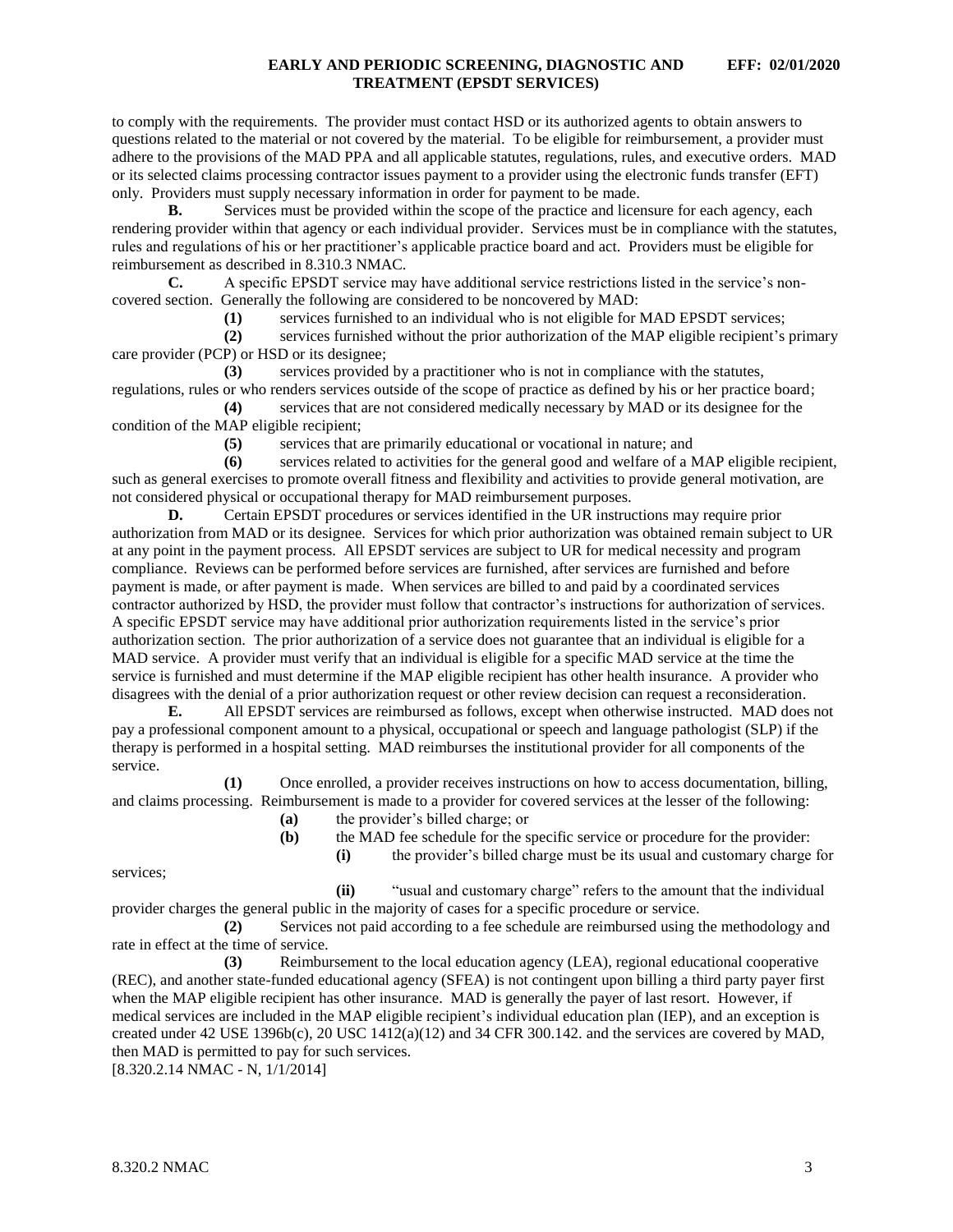to comply with the requirements. The provider must contact HSD or its authorized agents to obtain answers to questions related to the material or not covered by the material. To be eligible for reimbursement, a provider must adhere to the provisions of the MAD PPA and all applicable statutes, regulations, rules, and executive orders. MAD or its selected claims processing contractor issues payment to a provider using the electronic funds transfer (EFT) only. Providers must supply necessary information in order for payment to be made.

**B.** Services must be provided within the scope of the practice and licensure for each agency, each rendering provider within that agency or each individual provider. Services must be in compliance with the statutes, rules and regulations of his or her practitioner's applicable practice board and act. Providers must be eligible for reimbursement as described in 8.310.3 NMAC.

**C.** A specific EPSDT service may have additional service restrictions listed in the service's non-covered section. Generally the following are considered to be noncovered by MAD:

**(1)** services furnished to an individual who is not eligible for MAD EPSDT services;

**(2)** services furnished without the prior authorization of the MAP eligible recipient's primary care provider (PCP) or HSD or its designee;

**(3)** services provided by a practitioner who is not in compliance with the statutes, regulations, rules or who renders services outside of the scope of practice as defined by his or her practice board;

**(4)** services that are not considered medically necessary by MAD or its designee for the condition of the MAP eligible recipient;

**(5)** services that are primarily educational or vocational in nature; and

**(6)** services related to activities for the general good and welfare of a MAP eligible recipient, such as general exercises to promote overall fitness and flexibility and activities to provide general motivation, are not considered physical or occupational therapy for MAD reimbursement purposes.

**D.** Certain EPSDT procedures or services identified in the UR instructions may require prior authorization from MAD or its designee. Services for which prior authorization was obtained remain subject to UR at any point in the payment process. All EPSDT services are subject to UR for medical necessity and program compliance. Reviews can be performed before services are furnished, after services are furnished and before payment is made, or after payment is made. When services are billed to and paid by a coordinated services contractor authorized by HSD, the provider must follow that contractor's instructions for authorization of services. A specific EPSDT service may have additional prior authorization requirements listed in the service's prior authorization section. The prior authorization of a service does not guarantee that an individual is eligible for a MAD service. A provider must verify that an individual is eligible for a specific MAD service at the time the service is furnished and must determine if the MAP eligible recipient has other health insurance. A provider who disagrees with the denial of a prior authorization request or other review decision can request a reconsideration.

**E.** All EPSDT services are reimbursed as follows, except when otherwise instructed. MAD does not pay a professional component amount to a physical, occupational or speech and language pathologist (SLP) if the therapy is performed in a hospital setting. MAD reimburses the institutional provider for all components of the service.

**(1)** Once enrolled, a provider receives instructions on how to access documentation, billing, and claims processing. Reimbursement is made to a provider for covered services at the lesser of the following:

**(a)** the provider's billed charge; or

**(b)** the MAD fee schedule for the specific service or procedure for the provider:

**(i)** the provider's billed charge must be its usual and customary charge for services;

**(ii)** "usual and customary charge" refers to the amount that the individual provider charges the general public in the majority of cases for a specific procedure or service.

**(2)** Services not paid according to a fee schedule are reimbursed using the methodology and rate in effect at the time of service.

**(3)** Reimbursement to the local education agency (LEA), regional educational cooperative (REC), and another state-funded educational agency (SFEA) is not contingent upon billing a third party payer first when the MAP eligible recipient has other insurance. MAD is generally the payer of last resort. However, if medical services are included in the MAP eligible recipient's individual education plan (IEP), and an exception is created under 42 USE 1396b(c), 20 USC 1412(a)(12) and 34 CFR 300.142. and the services are covered by MAD, then MAD is permitted to pay for such services.

[8.320.2.14 NMAC - N, 1/1/2014]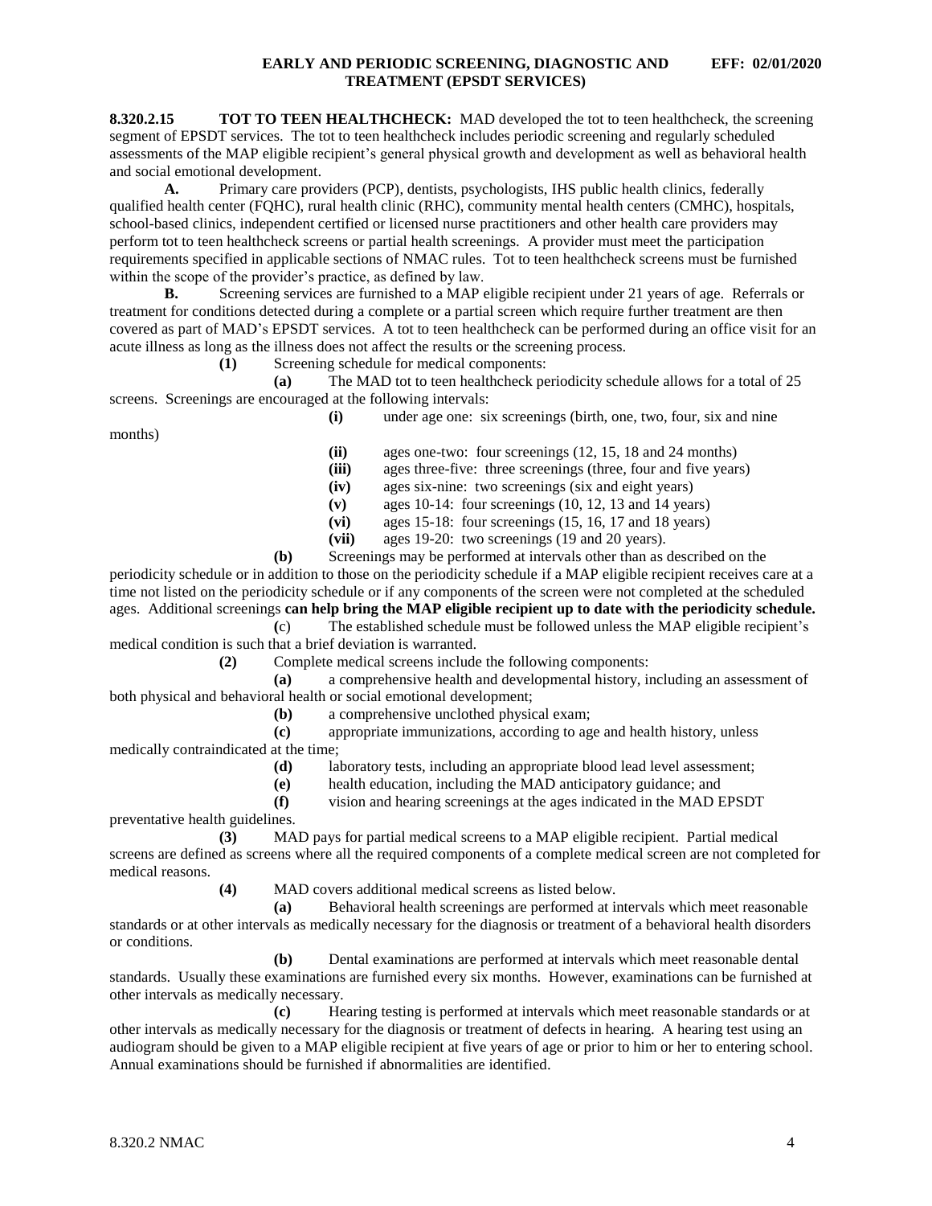**8.320.2.15 TOT TO TEEN HEALTHCHECK:** MAD developed the tot to teen healthcheck, the screening segment of EPSDT services. The tot to teen healthcheck includes periodic screening and regularly scheduled assessments of the MAP eligible recipient's general physical growth and development as well as behavioral health and social emotional development.

**A.** Primary care providers (PCP), dentists, psychologists, IHS public health clinics, federally qualified health center (FQHC), rural health clinic (RHC), community mental health centers (CMHC), hospitals, school-based clinics, independent certified or licensed nurse practitioners and other health care providers may perform tot to teen healthcheck screens or partial health screenings. A provider must meet the participation requirements specified in applicable sections of NMAC rules. Tot to teen healthcheck screens must be furnished within the scope of the provider's practice, as defined by law.

**B.** Screening services are furnished to a MAP eligible recipient under 21 years of age. Referrals or treatment for conditions detected during a complete or a partial screen which require further treatment are then covered as part of MAD's EPSDT services. A tot to teen healthcheck can be performed during an office visit for an acute illness as long as the illness does not affect the results or the screening process.

**(1)** Screening schedule for medical components:

**(a)** The MAD tot to teen healthcheck periodicity schedule allows for a total of 25 screens. Screenings are encouraged at the following intervals:

**(i)** under age one: six screenings (birth, one, two, four, six and nine months)

**(ii)** ages one-two: four screenings (12, 15, 18 and 24 months)

**(iii)** ages three-five: three screenings (three, four and five years)

**(iv)** ages six-nine: two screenings (six and eight years)

**(v)** ages 10-14: four screenings (10, 12, 13 and 14 years)

**(vi)** ages 15-18: four screenings (15, 16, 17 and 18 years)

**(vii)** ages 19-20: two screenings (19 and 20 years).

**(b)** Screenings may be performed at intervals other than as described on the periodicity schedule or in addition to those on the periodicity schedule if a MAP eligible recipient receives care at a time not listed on the periodicity schedule or if any components of the screen were not completed at the scheduled ages. Additional screenings **can help bring the MAP eligible recipient up to date with the periodicity schedule.**

**(c)** The established schedule must be followed unless the MAP eligible recipient's medical condition is such that a brief deviation is warranted.

**(2)** Complete medical screens include the following components:

**(a)** a comprehensive health and developmental history, including an assessment of both physical and behavioral health or social emotional development;

**(b)** a comprehensive unclothed physical exam;

**(c)** appropriate immunizations, according to age and health history, unless medically contraindicated at the time;

**(d)** laboratory tests, including an appropriate blood lead level assessment;

**(e)** health education, including the MAD anticipatory guidance; and

**(f)** vision and hearing screenings at the ages indicated in the MAD EPSDT preventative health guidelines.

**(3)** MAD pays for partial medical screens to a MAP eligible recipient. Partial medical screens are defined as screens where all the required components of a complete medical screen are not completed for medical reasons.

**(4)** MAD covers additional medical screens as listed below.

**(a)** Behavioral health screenings are performed at intervals which meet reasonable standards or at other intervals as medically necessary for the diagnosis or treatment of a behavioral health disorders or conditions.

**(b)** Dental examinations are performed at intervals which meet reasonable dental standards. Usually these examinations are furnished every six months. However, examinations can be furnished at other intervals as medically necessary.

**(c)** Hearing testing is performed at intervals which meet reasonable standards or at other intervals as medically necessary for the diagnosis or treatment of defects in hearing. A hearing test using an audiogram should be given to a MAP eligible recipient at five years of age or prior to him or her to entering school. Annual examinations should be furnished if abnormalities are identified.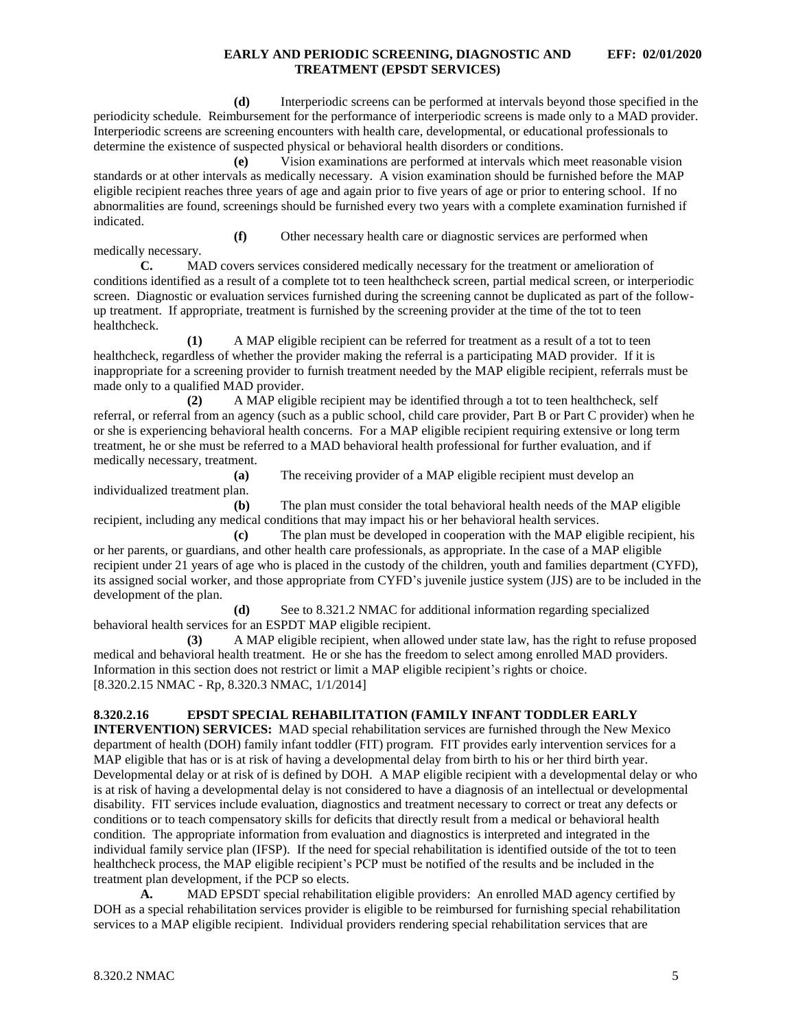**(d)** Interperiodic screens can be performed at intervals beyond those specified in the periodicity schedule. Reimbursement for the performance of interperiodic screens is made only to a MAD provider. Interperiodic screens are screening encounters with health care, developmental, or educational professionals to determine the existence of suspected physical or behavioral health disorders or conditions.

**(e)** Vision examinations are performed at intervals which meet reasonable vision standards or at other intervals as medically necessary. A vision examination should be furnished before the MAP eligible recipient reaches three years of age and again prior to five years of age or prior to entering school. If no abnormalities are found, screenings should be furnished every two years with a complete examination furnished if indicated.

**(f)** Other necessary health care or diagnostic services are performed when medically necessary.

**C.** MAD covers services considered medically necessary for the treatment or amelioration of conditions identified as a result of a complete tot to teen healthcheck screen, partial medical screen, or interperiodic screen. Diagnostic or evaluation services furnished during the screening cannot be duplicated as part of the follow-up treatment. If appropriate, treatment is furnished by the screening provider at the time of the tot to teen healthcheck.

**(1)** A MAP eligible recipient can be referred for treatment as a result of a tot to teen healthcheck, regardless of whether the provider making the referral is a participating MAD provider. If it is inappropriate for a screening provider to furnish treatment needed by the MAP eligible recipient, referrals must be made only to a qualified MAD provider.

**(2)** A MAP eligible recipient may be identified through a tot to teen healthcheck, self referral, or referral from an agency (such as a public school, child care provider, Part B or Part C provider) when he or she is experiencing behavioral health concerns. For a MAP eligible recipient requiring extensive or long term treatment, he or she must be referred to a MAD behavioral health professional for further evaluation, and if medically necessary, treatment.

**(a)** The receiving provider of a MAP eligible recipient must develop an individualized treatment plan.

**(b)** The plan must consider the total behavioral health needs of the MAP eligible recipient, including any medical conditions that may impact his or her behavioral health services.

**(c)** The plan must be developed in cooperation with the MAP eligible recipient, his or her parents, or guardians, and other health care professionals, as appropriate. In the case of a MAP eligible recipient under 21 years of age who is placed in the custody of the children, youth and families department (CYFD), its assigned social worker, and those appropriate from CYFD's juvenile justice system (JJS) are to be included in the development of the plan.

**(d)** See to 8.321.2 NMAC for additional information regarding specialized behavioral health services for an ESPDT MAP eligible recipient.

**(3)** A MAP eligible recipient, when allowed under state law, has the right to refuse proposed medical and behavioral health treatment. He or she has the freedom to select among enrolled MAD providers. Information in this section does not restrict or limit a MAP eligible recipient's rights or choice.

[8.320.2.15 NMAC - Rp, 8.320.3 NMAC, 1/1/2014]

**8.320.2.16 EPSDT SPECIAL REHABILITATION (FAMILY INFANT TODDLER EARLY INTERVENTION) SERVICES:** MAD special rehabilitation services are furnished through the New Mexico department of health (DOH) family infant toddler (FIT) program. FIT provides early intervention services for a MAP eligible that has or is at risk of having a developmental delay from birth to his or her third birth year. Developmental delay or at risk of is defined by DOH. A MAP eligible recipient with a developmental delay or who is at risk of having a developmental delay is not considered to have a diagnosis of an intellectual or developmental disability. FIT services include evaluation, diagnostics and treatment necessary to correct or treat any defects or conditions or to teach compensatory skills for deficits that directly result from a medical or behavioral health condition. The appropriate information from evaluation and diagnostics is interpreted and integrated in the individual family service plan (IFSP). If the need for special rehabilitation is identified outside of the tot to teen healthcheck process, the MAP eligible recipient's PCP must be notified of the results and be included in the treatment plan development, if the PCP so elects.

**A.** MAD EPSDT special rehabilitation eligible providers: An enrolled MAD agency certified by DOH as a special rehabilitation services provider is eligible to be reimbursed for furnishing special rehabilitation services to a MAP eligible recipient. Individual providers rendering special rehabilitation services that are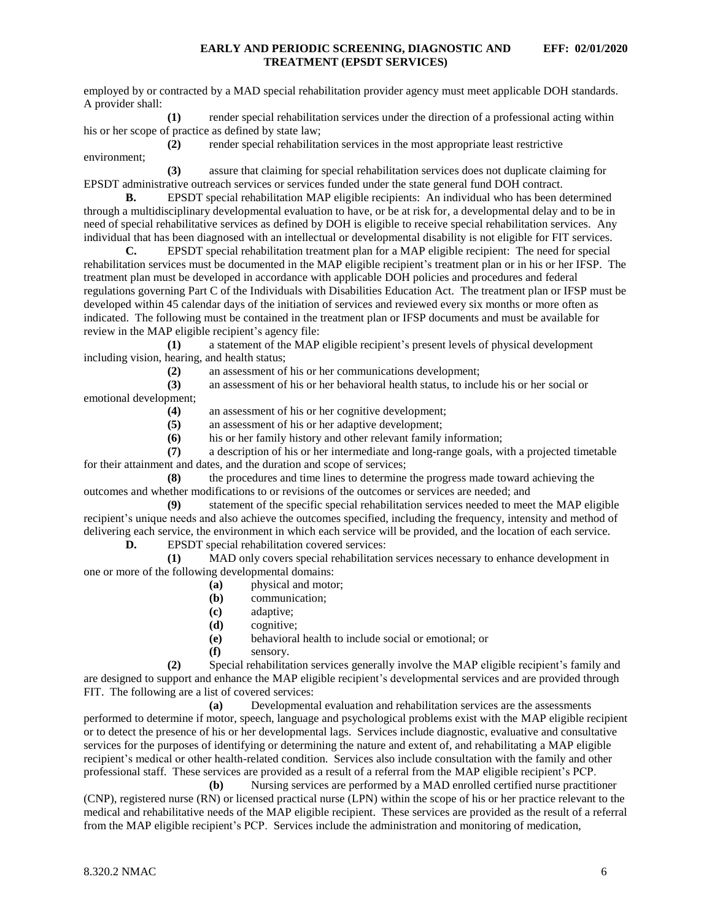employed by or contracted by a MAD special rehabilitation provider agency must meet applicable DOH standards. A provider shall:

**(1)** render special rehabilitation services under the direction of a professional acting within his or her scope of practice as defined by state law;

**(2)** render special rehabilitation services in the most appropriate least restrictive environment;

**(3)** assure that claiming for special rehabilitation services does not duplicate claiming for EPSDT administrative outreach services or services funded under the state general fund DOH contract.

**B.** EPSDT special rehabilitation MAP eligible recipients: An individual who has been determined through a multidisciplinary developmental evaluation to have, or be at risk for, a developmental delay and to be in need of special rehabilitative services as defined by DOH is eligible to receive special rehabilitation services. Any individual that has been diagnosed with an intellectual or developmental disability is not eligible for FIT services.

**C.** EPSDT special rehabilitation treatment plan for a MAP eligible recipient: The need for special rehabilitation services must be documented in the MAP eligible recipient's treatment plan or in his or her IFSP. The treatment plan must be developed in accordance with applicable DOH policies and procedures and federal regulations governing Part C of the Individuals with Disabilities Education Act. The treatment plan or IFSP must be developed within 45 calendar days of the initiation of services and reviewed every six months or more often as indicated. The following must be contained in the treatment plan or IFSP documents and must be available for review in the MAP eligible recipient's agency file:

**(1)** a statement of the MAP eligible recipient's present levels of physical development including vision, hearing, and health status;

**(2)** an assessment of his or her communications development;

**(3)** an assessment of his or her behavioral health status, to include his or her social or emotional development;

**(4)** an assessment of his or her cognitive development;

**(5)** an assessment of his or her adaptive development;

**(6)** his or her family history and other relevant family information;

**(7)** a description of his or her intermediate and long-range goals, with a projected timetable for their attainment and dates, and the duration and scope of services;

**(8)** the procedures and time lines to determine the progress made toward achieving the outcomes and whether modifications to or revisions of the outcomes or services are needed; and

**(9)** statement of the specific special rehabilitation services needed to meet the MAP eligible recipient's unique needs and also achieve the outcomes specified, including the frequency, intensity and method of delivering each service, the environment in which each service will be provided, and the location of each service.

**D.** EPSDT special rehabilitation covered services:

**(1)** MAD only covers special rehabilitation services necessary to enhance development in one or more of the following developmental domains:

**(a)** physical and motor;

**(b)** communication;

**(c)** adaptive;

**(d)** cognitive;

**(e)** behavioral health to include social or emotional; or

**(f)** sensory.

**(2)** Special rehabilitation services generally involve the MAP eligible recipient's family and are designed to support and enhance the MAP eligible recipient's developmental services and are provided through FIT. The following are a list of covered services:

**(a)** Developmental evaluation and rehabilitation services are the assessments performed to determine if motor, speech, language and psychological problems exist with the MAP eligible recipient or to detect the presence of his or her developmental lags. Services include diagnostic, evaluative and consultative services for the purposes of identifying or determining the nature and extent of, and rehabilitating a MAP eligible recipient's medical or other health-related condition. Services also include consultation with the family and other professional staff. These services are provided as a result of a referral from the MAP eligible recipient's PCP.

**(b)** Nursing services are performed by a MAD enrolled certified nurse practitioner (CNP), registered nurse (RN) or licensed practical nurse (LPN) within the scope of his or her practice relevant to the medical and rehabilitative needs of the MAP eligible recipient. These services are provided as the result of a referral from the MAP eligible recipient's PCP. Services include the administration and monitoring of medication,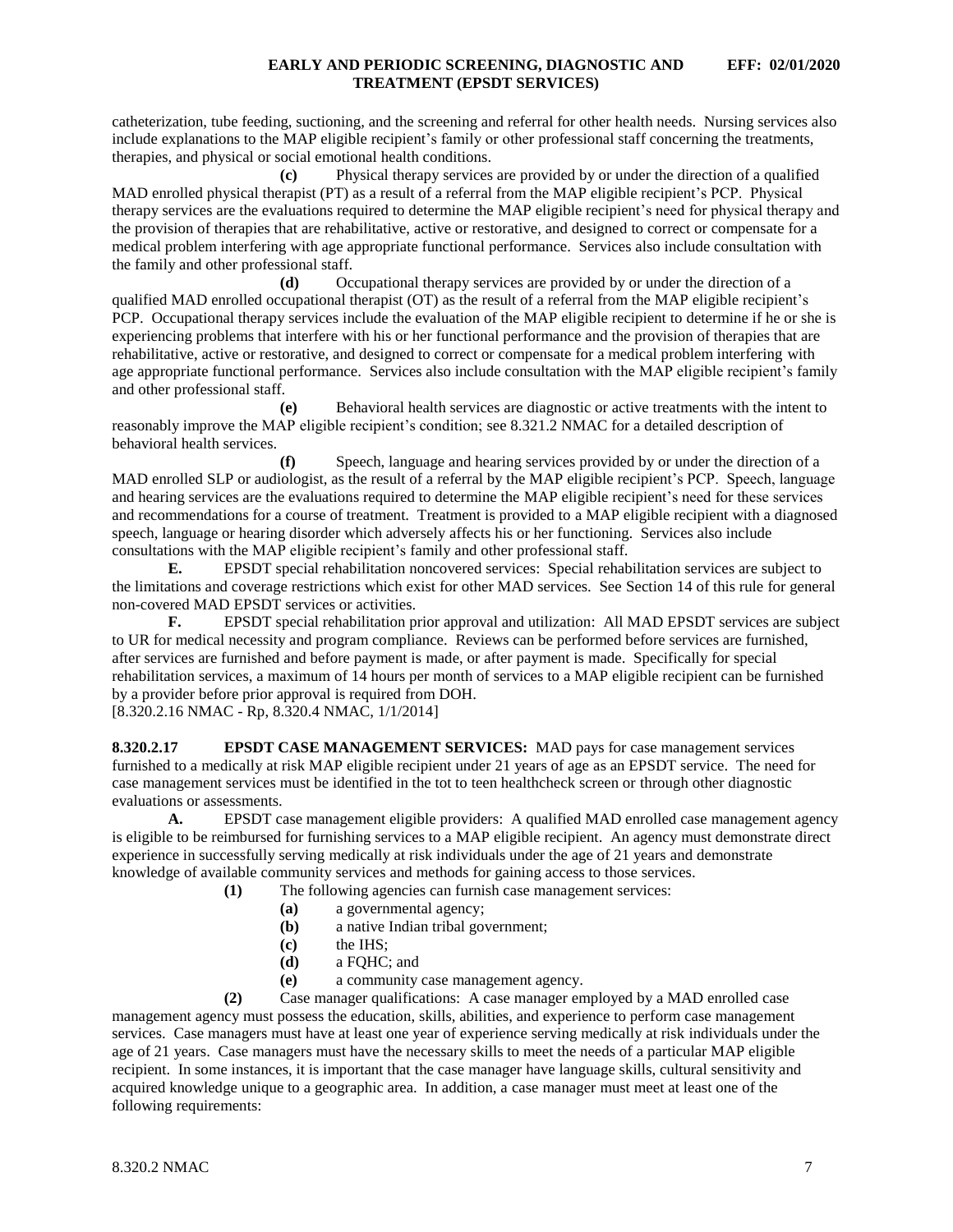catheterization, tube feeding, suctioning, and the screening and referral for other health needs. Nursing services also include explanations to the MAP eligible recipient's family or other professional staff concerning the treatments, therapies, and physical or social emotional health conditions.

**(c)** Physical therapy services are provided by or under the direction of a qualified MAD enrolled physical therapist (PT) as a result of a referral from the MAP eligible recipient's PCP. Physical therapy services are the evaluations required to determine the MAP eligible recipient's need for physical therapy and the provision of therapies that are rehabilitative, active or restorative, and designed to correct or compensate for a medical problem interfering with age appropriate functional performance. Services also include consultation with the family and other professional staff.

**(d)** Occupational therapy services are provided by or under the direction of a qualified MAD enrolled occupational therapist (OT) as the result of a referral from the MAP eligible recipient's PCP. Occupational therapy services include the evaluation of the MAP eligible recipient to determine if he or she is experiencing problems that interfere with his or her functional performance and the provision of therapies that are rehabilitative, active or restorative, and designed to correct or compensate for a medical problem interfering with age appropriate functional performance. Services also include consultation with the MAP eligible recipient's family and other professional staff.

**(e)** Behavioral health services are diagnostic or active treatments with the intent to reasonably improve the MAP eligible recipient's condition; see 8.321.2 NMAC for a detailed description of behavioral health services.

**(f)** Speech, language and hearing services provided by or under the direction of a MAD enrolled SLP or audiologist, as the result of a referral by the MAP eligible recipient's PCP. Speech, language and hearing services are the evaluations required to determine the MAP eligible recipient's need for these services and recommendations for a course of treatment. Treatment is provided to a MAP eligible recipient with a diagnosed speech, language or hearing disorder which adversely affects his or her functioning. Services also include consultations with the MAP eligible recipient's family and other professional staff.

**E.** EPSDT special rehabilitation noncovered services: Special rehabilitation services are subject to the limitations and coverage restrictions which exist for other MAD services. See Section 14 of this rule for general non-covered MAD EPSDT services or activities.

**F.** EPSDT special rehabilitation prior approval and utilization: All MAD EPSDT services are subject to UR for medical necessity and program compliance. Reviews can be performed before services are furnished, after services are furnished and before payment is made, or after payment is made. Specifically for special rehabilitation services, a maximum of 14 hours per month of services to a MAP eligible recipient can be furnished by a provider before prior approval is required from DOH.

[8.320.2.16 NMAC - Rp, 8.320.4 NMAC, 1/1/2014]

**8.320.2.17 EPSDT CASE MANAGEMENT SERVICES:** MAD pays for case management services furnished to a medically at risk MAP eligible recipient under 21 years of age as an EPSDT service. The need for case management services must be identified in the tot to teen healthcheck screen or through other diagnostic evaluations or assessments.

**A.** EPSDT case management eligible providers: A qualified MAD enrolled case management agency is eligible to be reimbursed for furnishing services to a MAP eligible recipient. An agency must demonstrate direct experience in successfully serving medically at risk individuals under the age of 21 years and demonstrate knowledge of available community services and methods for gaining access to those services.

**(1)** The following agencies can furnish case management services:

**(a)** a governmental agency;
**(b)** a native Indian tribal government;
**(c)** the IHS;
**(d)** a FQHC; and
**(e)** a community case management agency.

**(2)** Case manager qualifications: A case manager employed by a MAD enrolled case management agency must possess the education, skills, abilities, and experience to perform case management services. Case managers must have at least one year of experience serving medically at risk individuals under the age of 21 years. Case managers must have the necessary skills to meet the needs of a particular MAP eligible recipient. In some instances, it is important that the case manager have language skills, cultural sensitivity and acquired knowledge unique to a geographic area. In addition, a case manager must meet at least one of the following requirements: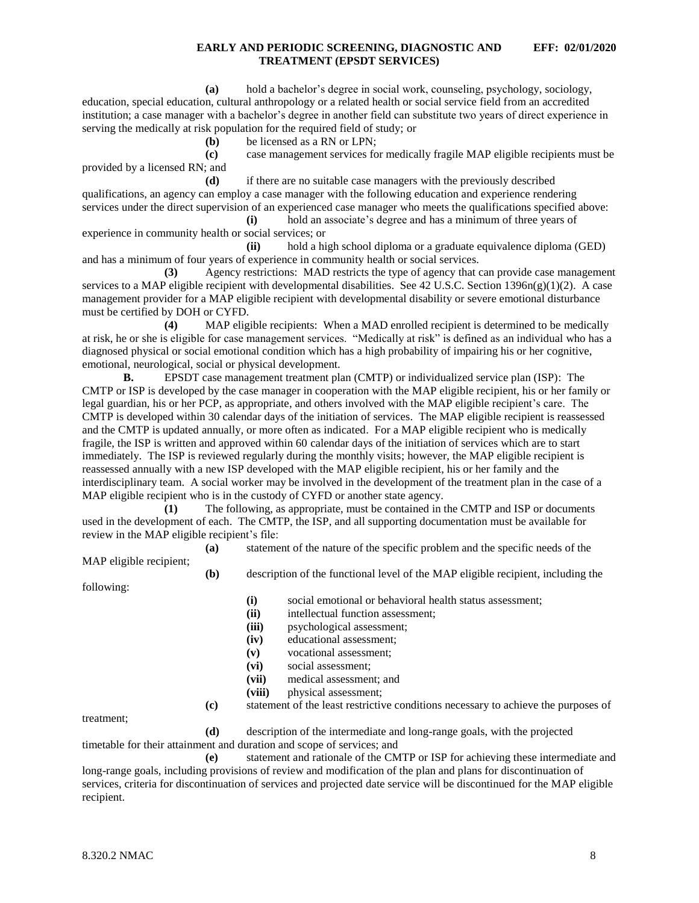**(a)** hold a bachelor's degree in social work, counseling, psychology, sociology, education, special education, cultural anthropology or a related health or social service field from an accredited institution; a case manager with a bachelor's degree in another field can substitute two years of direct experience in serving the medically at risk population for the required field of study; or

**(b)** be licensed as a RN or LPN;

**(c)** case management services for medically fragile MAP eligible recipients must be provided by a licensed RN; and

**(d)** if there are no suitable case managers with the previously described qualifications, an agency can employ a case manager with the following education and experience rendering services under the direct supervision of an experienced case manager who meets the qualifications specified above:

**(i)** hold an associate's degree and has a minimum of three years of experience in community health or social services; or

**(ii)** hold a high school diploma or a graduate equivalence diploma (GED) and has a minimum of four years of experience in community health or social services.

**(3)** Agency restrictions: MAD restricts the type of agency that can provide case management services to a MAP eligible recipient with developmental disabilities. See 42 U.S.C. Section 1396n(g)(1)(2). A case management provider for a MAP eligible recipient with developmental disability or severe emotional disturbance must be certified by DOH or CYFD.

**(4)** MAP eligible recipients: When a MAD enrolled recipient is determined to be medically at risk, he or she is eligible for case management services. "Medically at risk" is defined as an individual who has a diagnosed physical or social emotional condition which has a high probability of impairing his or her cognitive, emotional, neurological, social or physical development.

**B.** EPSDT case management treatment plan (CMTP) or individualized service plan (ISP): The CMTP or ISP is developed by the case manager in cooperation with the MAP eligible recipient, his or her family or legal guardian, his or her PCP, as appropriate, and others involved with the MAP eligible recipient's care. The CMTP is developed within 30 calendar days of the initiation of services. The MAP eligible recipient is reassessed and the CMTP is updated annually, or more often as indicated. For a MAP eligible recipient who is medically fragile, the ISP is written and approved within 60 calendar days of the initiation of services which are to start immediately. The ISP is reviewed regularly during the monthly visits; however, the MAP eligible recipient is reassessed annually with a new ISP developed with the MAP eligible recipient, his or her family and the interdisciplinary team. A social worker may be involved in the development of the treatment plan in the case of a MAP eligible recipient who is in the custody of CYFD or another state agency.

**(1)** The following, as appropriate, must be contained in the CMTP and ISP or documents used in the development of each. The CMTP, the ISP, and all supporting documentation must be available for review in the MAP eligible recipient's file:

**(a)** statement of the nature of the specific problem and the specific needs of the MAP eligible recipient;

**(b)** description of the functional level of the MAP eligible recipient, including the following:

**(i)** social emotional or behavioral health status assessment;

**(ii)** intellectual function assessment;

**(iii)** psychological assessment;

**(iv)** educational assessment;

**(v)** vocational assessment;

**(vi)** social assessment;

**(vii)** medical assessment; and

**(viii)** physical assessment;

**(c)** statement of the least restrictive conditions necessary to achieve the purposes of treatment;

**(d)** description of the intermediate and long-range goals, with the projected timetable for their attainment and duration and scope of services; and

**(e)** statement and rationale of the CMTP or ISP for achieving these intermediate and long-range goals, including provisions of review and modification of the plan and plans for discontinuation of services, criteria for discontinuation of services and projected date service will be discontinued for the MAP eligible recipient.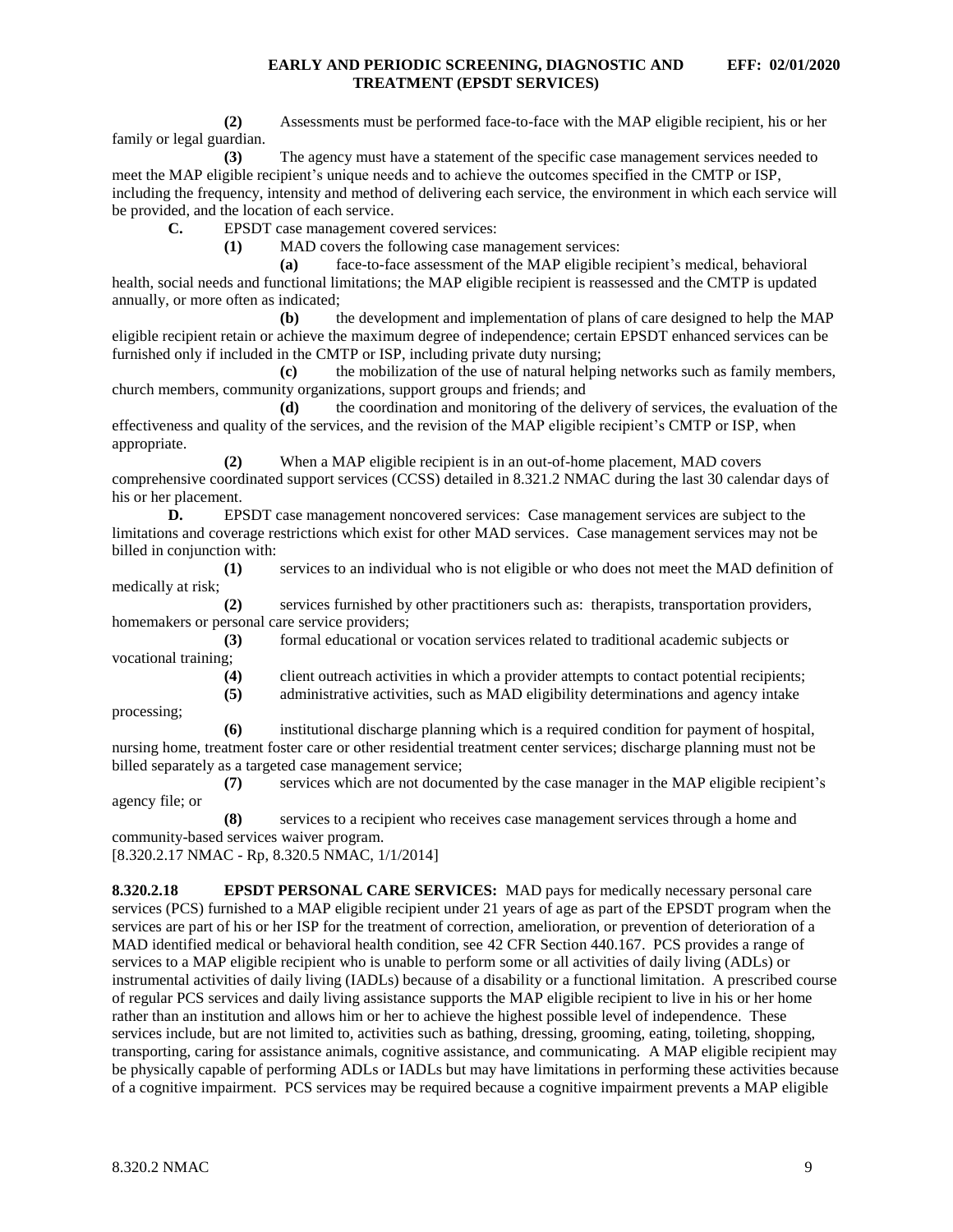**(2)** Assessments must be performed face-to-face with the MAP eligible recipient, his or her family or legal guardian.

**(3)** The agency must have a statement of the specific case management services needed to meet the MAP eligible recipient's unique needs and to achieve the outcomes specified in the CMTP or ISP, including the frequency, intensity and method of delivering each service, the environment in which each service will be provided, and the location of each service.

**C.** EPSDT case management covered services:

**(1)** MAD covers the following case management services:

**(a)** face-to-face assessment of the MAP eligible recipient's medical, behavioral health, social needs and functional limitations; the MAP eligible recipient is reassessed and the CMTP is updated annually, or more often as indicated;

**(b)** the development and implementation of plans of care designed to help the MAP eligible recipient retain or achieve the maximum degree of independence; certain EPSDT enhanced services can be furnished only if included in the CMTP or ISP, including private duty nursing;

**(c)** the mobilization of the use of natural helping networks such as family members, church members, community organizations, support groups and friends; and

**(d)** the coordination and monitoring of the delivery of services, the evaluation of the effectiveness and quality of the services, and the revision of the MAP eligible recipient's CMTP or ISP, when appropriate.

**(2)** When a MAP eligible recipient is in an out-of-home placement, MAD covers comprehensive coordinated support services (CCSS) detailed in 8.321.2 NMAC during the last 30 calendar days of his or her placement.

**D.** EPSDT case management noncovered services: Case management services are subject to the limitations and coverage restrictions which exist for other MAD services. Case management services may not be billed in conjunction with:

**(1)** services to an individual who is not eligible or who does not meet the MAD definition of medically at risk;

**(2)** services furnished by other practitioners such as: therapists, transportation providers, homemakers or personal care service providers;

**(3)** formal educational or vocation services related to traditional academic subjects or vocational training;

**(4)** client outreach activities in which a provider attempts to contact potential recipients;

**(5)** administrative activities, such as MAD eligibility determinations and agency intake processing;

**(6)** institutional discharge planning which is a required condition for payment of hospital, nursing home, treatment foster care or other residential treatment center services; discharge planning must not be billed separately as a targeted case management service;

**(7)** services which are not documented by the case manager in the MAP eligible recipient's agency file; or

**(8)** services to a recipient who receives case management services through a home and community-based services waiver program.

[8.320.2.17 NMAC - Rp, 8.320.5 NMAC, 1/1/2014]

**8.320.2.18 EPSDT PERSONAL CARE SERVICES:** MAD pays for medically necessary personal care services (PCS) furnished to a MAP eligible recipient under 21 years of age as part of the EPSDT program when the services are part of his or her ISP for the treatment of correction, amelioration, or prevention of deterioration of a MAD identified medical or behavioral health condition, see 42 CFR Section 440.167. PCS provides a range of services to a MAP eligible recipient who is unable to perform some or all activities of daily living (ADLs) or instrumental activities of daily living (IADLs) because of a disability or a functional limitation. A prescribed course of regular PCS services and daily living assistance supports the MAP eligible recipient to live in his or her home rather than an institution and allows him or her to achieve the highest possible level of independence. These services include, but are not limited to, activities such as bathing, dressing, grooming, eating, toileting, shopping, transporting, caring for assistance animals, cognitive assistance, and communicating. A MAP eligible recipient may be physically capable of performing ADLs or IADLs but may have limitations in performing these activities because of a cognitive impairment. PCS services may be required because a cognitive impairment prevents a MAP eligible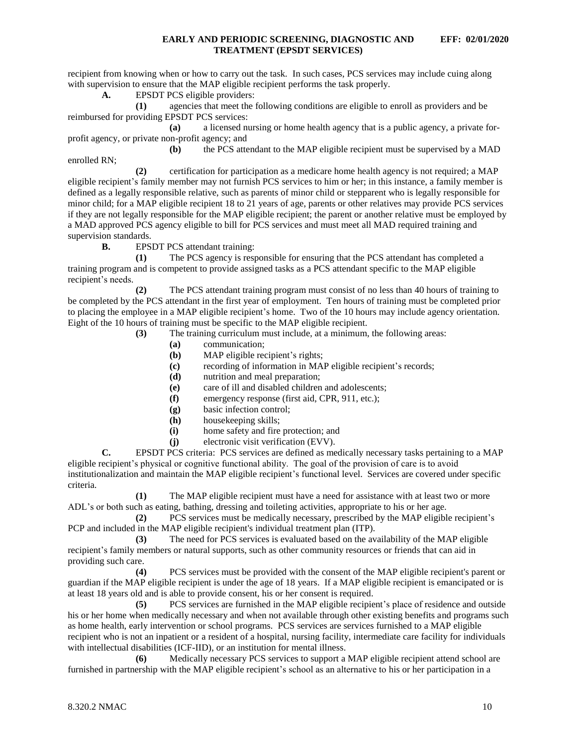recipient from knowing when or how to carry out the task. In such cases, PCS services may include cuing along with supervision to ensure that the MAP eligible recipient performs the task properly.

**A.** EPSDT PCS eligible providers:

**(1)** agencies that meet the following conditions are eligible to enroll as providers and be reimbursed for providing EPSDT PCS services:

**(a)** a licensed nursing or home health agency that is a public agency, a private for-profit agency, or private non-profit agency; and

**(b)** the PCS attendant to the MAP eligible recipient must be supervised by a MAD enrolled RN;

**(2)** certification for participation as a medicare home health agency is not required; a MAP eligible recipient's family member may not furnish PCS services to him or her; in this instance, a family member is defined as a legally responsible relative, such as parents of minor child or stepparent who is legally responsible for minor child; for a MAP eligible recipient 18 to 21 years of age, parents or other relatives may provide PCS services if they are not legally responsible for the MAP eligible recipient; the parent or another relative must be employed by a MAD approved PCS agency eligible to bill for PCS services and must meet all MAD required training and supervision standards.

**B.** EPSDT PCS attendant training:

**(1)** The PCS agency is responsible for ensuring that the PCS attendant has completed a training program and is competent to provide assigned tasks as a PCS attendant specific to the MAP eligible recipient's needs.

**(2)** The PCS attendant training program must consist of no less than 40 hours of training to be completed by the PCS attendant in the first year of employment. Ten hours of training must be completed prior to placing the employee in a MAP eligible recipient's home. Two of the 10 hours may include agency orientation. Eight of the 10 hours of training must be specific to the MAP eligible recipient.

**(3)** The training curriculum must include, at a minimum, the following areas:

**(a)** communication;

**(b)** MAP eligible recipient's rights;

**(c)** recording of information in MAP eligible recipient's records;

**(d)** nutrition and meal preparation;

**(e)** care of ill and disabled children and adolescents;

**(f)** emergency response (first aid, CPR, 911, etc.);

**(g)** basic infection control;

**(h)** housekeeping skills;

**(i)** home safety and fire protection; and

**(j)** electronic visit verification (EVV).

**C.** EPSDT PCS criteria: PCS services are defined as medically necessary tasks pertaining to a MAP eligible recipient's physical or cognitive functional ability. The goal of the provision of care is to avoid institutionalization and maintain the MAP eligible recipient's functional level. Services are covered under specific criteria.

**(1)** The MAP eligible recipient must have a need for assistance with at least two or more ADL's or both such as eating, bathing, dressing and toileting activities, appropriate to his or her age.

**(2)** PCS services must be medically necessary, prescribed by the MAP eligible recipient's PCP and included in the MAP eligible recipient's individual treatment plan (ITP).

**(3)** The need for PCS services is evaluated based on the availability of the MAP eligible recipient's family members or natural supports, such as other community resources or friends that can aid in providing such care.

**(4)** PCS services must be provided with the consent of the MAP eligible recipient's parent or guardian if the MAP eligible recipient is under the age of 18 years. If a MAP eligible recipient is emancipated or is at least 18 years old and is able to provide consent, his or her consent is required.

**(5)** PCS services are furnished in the MAP eligible recipient's place of residence and outside his or her home when medically necessary and when not available through other existing benefits and programs such as home health, early intervention or school programs. PCS services are services furnished to a MAP eligible recipient who is not an inpatient or a resident of a hospital, nursing facility, intermediate care facility for individuals with intellectual disabilities (ICF-IID), or an institution for mental illness.

**(6)** Medically necessary PCS services to support a MAP eligible recipient attend school are furnished in partnership with the MAP eligible recipient's school as an alternative to his or her participation in a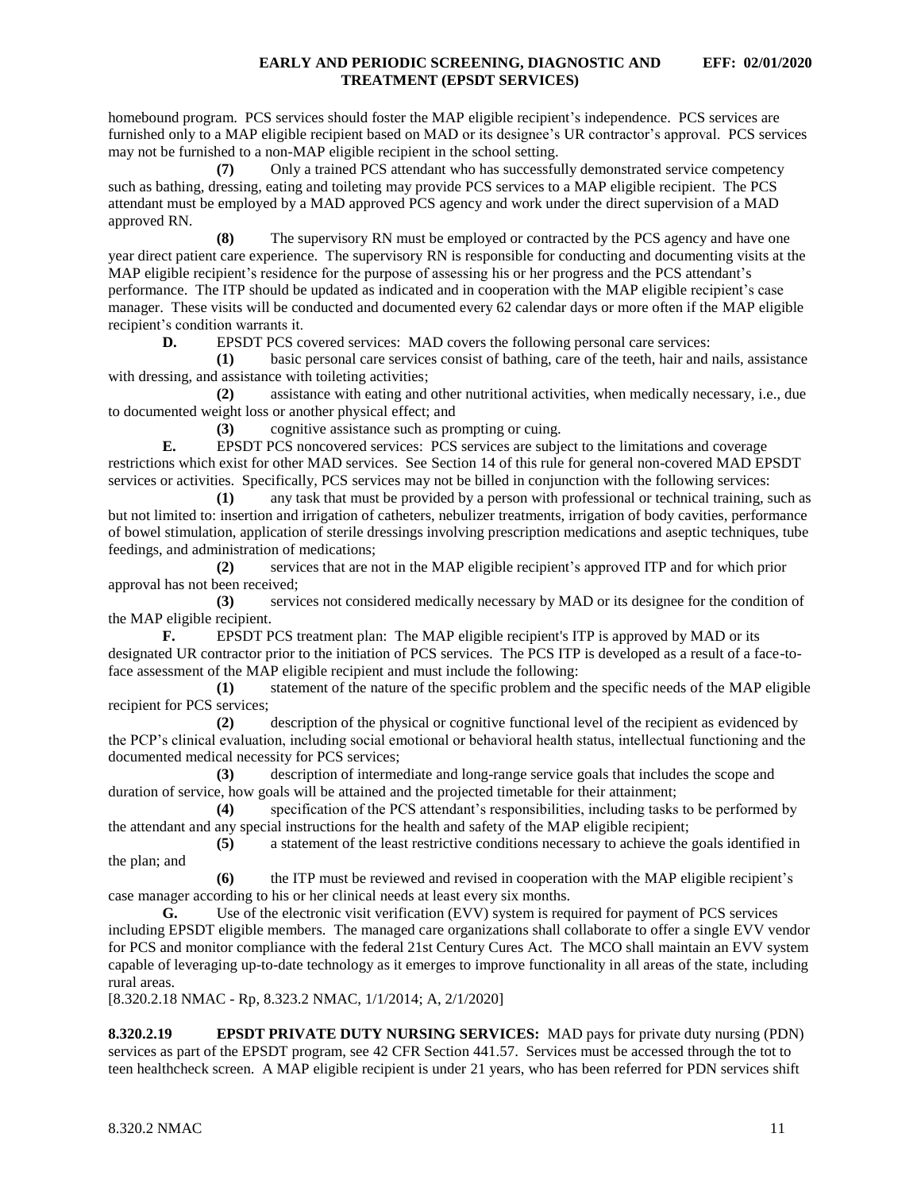homebound program. PCS services should foster the MAP eligible recipient's independence. PCS services are furnished only to a MAP eligible recipient based on MAD or its designee's UR contractor's approval. PCS services may not be furnished to a non-MAP eligible recipient in the school setting.

**(7)** Only a trained PCS attendant who has successfully demonstrated service competency such as bathing, dressing, eating and toileting may provide PCS services to a MAP eligible recipient. The PCS attendant must be employed by a MAD approved PCS agency and work under the direct supervision of a MAD approved RN.

**(8)** The supervisory RN must be employed or contracted by the PCS agency and have one year direct patient care experience. The supervisory RN is responsible for conducting and documenting visits at the MAP eligible recipient's residence for the purpose of assessing his or her progress and the PCS attendant's performance. The ITP should be updated as indicated and in cooperation with the MAP eligible recipient's case manager. These visits will be conducted and documented every 62 calendar days or more often if the MAP eligible recipient's condition warrants it.

**D.** EPSDT PCS covered services: MAD covers the following personal care services:

**(1)** basic personal care services consist of bathing, care of the teeth, hair and nails, assistance with dressing, and assistance with toileting activities;

**(2)** assistance with eating and other nutritional activities, when medically necessary, i.e., due to documented weight loss or another physical effect; and

**(3)** cognitive assistance such as prompting or cuing.

**E.** EPSDT PCS noncovered services: PCS services are subject to the limitations and coverage restrictions which exist for other MAD services. See Section 14 of this rule for general non-covered MAD EPSDT services or activities. Specifically, PCS services may not be billed in conjunction with the following services:

**(1)** any task that must be provided by a person with professional or technical training, such as but not limited to: insertion and irrigation of catheters, nebulizer treatments, irrigation of body cavities, performance of bowel stimulation, application of sterile dressings involving prescription medications and aseptic techniques, tube feedings, and administration of medications;

**(2)** services that are not in the MAP eligible recipient's approved ITP and for which prior approval has not been received;

**(3)** services not considered medically necessary by MAD or its designee for the condition of the MAP eligible recipient.

**F.** EPSDT PCS treatment plan: The MAP eligible recipient's ITP is approved by MAD or its designated UR contractor prior to the initiation of PCS services. The PCS ITP is developed as a result of a face-to-face assessment of the MAP eligible recipient and must include the following:

**(1)** statement of the nature of the specific problem and the specific needs of the MAP eligible recipient for PCS services;

**(2)** description of the physical or cognitive functional level of the recipient as evidenced by the PCP's clinical evaluation, including social emotional or behavioral health status, intellectual functioning and the documented medical necessity for PCS services;

**(3)** description of intermediate and long-range service goals that includes the scope and duration of service, how goals will be attained and the projected timetable for their attainment;

**(4)** specification of the PCS attendant's responsibilities, including tasks to be performed by the attendant and any special instructions for the health and safety of the MAP eligible recipient;

**(5)** a statement of the least restrictive conditions necessary to achieve the goals identified in the plan; and

**(6)** the ITP must be reviewed and revised in cooperation with the MAP eligible recipient's case manager according to his or her clinical needs at least every six months.

**G.** Use of the electronic visit verification (EVV) system is required for payment of PCS services including EPSDT eligible members. The managed care organizations shall collaborate to offer a single EVV vendor for PCS and monitor compliance with the federal 21st Century Cures Act. The MCO shall maintain an EVV system capable of leveraging up-to-date technology as it emerges to improve functionality in all areas of the state, including rural areas.

[8.320.2.18 NMAC - Rp, 8.323.2 NMAC, 1/1/2014; A, 2/1/2020]

**8.320.2.19 EPSDT PRIVATE DUTY NURSING SERVICES:** MAD pays for private duty nursing (PDN) services as part of the EPSDT program, see 42 CFR Section 441.57. Services must be accessed through the tot to teen healthcheck screen. A MAP eligible recipient is under 21 years, who has been referred for PDN services shift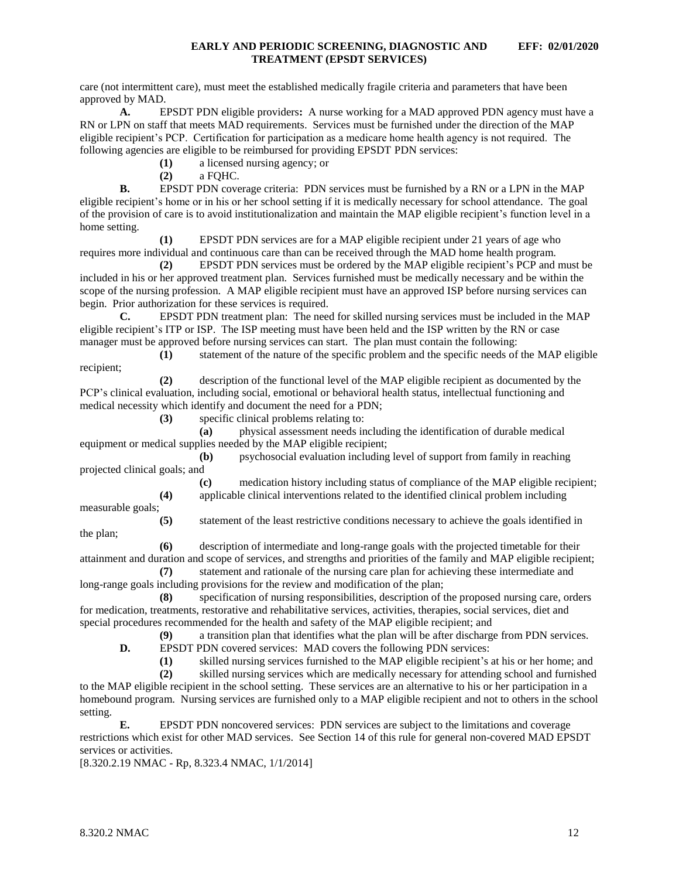care (not intermittent care), must meet the established medically fragile criteria and parameters that have been approved by MAD.

**A.** EPSDT PDN eligible providers**:** A nurse working for a MAD approved PDN agency must have a RN or LPN on staff that meets MAD requirements. Services must be furnished under the direction of the MAP eligible recipient's PCP. Certification for participation as a medicare home health agency is not required. The following agencies are eligible to be reimbursed for providing EPSDT PDN services:

**(1)** a licensed nursing agency; or

**(2)** a FQHC.

**B.** EPSDT PDN coverage criteria: PDN services must be furnished by a RN or a LPN in the MAP eligible recipient's home or in his or her school setting if it is medically necessary for school attendance. The goal of the provision of care is to avoid institutionalization and maintain the MAP eligible recipient's function level in a home setting.

**(1)** EPSDT PDN services are for a MAP eligible recipient under 21 years of age who requires more individual and continuous care than can be received through the MAD home health program.

**(2)** EPSDT PDN services must be ordered by the MAP eligible recipient's PCP and must be included in his or her approved treatment plan. Services furnished must be medically necessary and be within the scope of the nursing profession. A MAP eligible recipient must have an approved ISP before nursing services can begin. Prior authorization for these services is required.

**C.** EPSDT PDN treatment plan: The need for skilled nursing services must be included in the MAP eligible recipient's ITP or ISP. The ISP meeting must have been held and the ISP written by the RN or case manager must be approved before nursing services can start. The plan must contain the following:

**(1)** statement of the nature of the specific problem and the specific needs of the MAP eligible recipient;

**(2)** description of the functional level of the MAP eligible recipient as documented by the PCP's clinical evaluation, including social, emotional or behavioral health status, intellectual functioning and medical necessity which identify and document the need for a PDN;

**(3)** specific clinical problems relating to:

**(a)** physical assessment needs including the identification of durable medical equipment or medical supplies needed by the MAP eligible recipient;

**(b)** psychosocial evaluation including level of support from family in reaching projected clinical goals; and

**(c)** medication history including status of compliance of the MAP eligible recipient;

**(4)** applicable clinical interventions related to the identified clinical problem including measurable goals;

**(5)** statement of the least restrictive conditions necessary to achieve the goals identified in the plan;

**(6)** description of intermediate and long-range goals with the projected timetable for their attainment and duration and scope of services, and strengths and priorities of the family and MAP eligible recipient;

**(7)** statement and rationale of the nursing care plan for achieving these intermediate and long-range goals including provisions for the review and modification of the plan;

**(8)** specification of nursing responsibilities, description of the proposed nursing care, orders for medication, treatments, restorative and rehabilitative services, activities, therapies, social services, diet and special procedures recommended for the health and safety of the MAP eligible recipient; and

**(9)** a transition plan that identifies what the plan will be after discharge from PDN services.

**D.** EPSDT PDN covered services: MAD covers the following PDN services:

**(1)** skilled nursing services furnished to the MAP eligible recipient's at his or her home; and

**(2)** skilled nursing services which are medically necessary for attending school and furnished to the MAP eligible recipient in the school setting. These services are an alternative to his or her participation in a homebound program. Nursing services are furnished only to a MAP eligible recipient and not to others in the school setting.

**E.** EPSDT PDN noncovered services: PDN services are subject to the limitations and coverage restrictions which exist for other MAD services. See Section 14 of this rule for general non-covered MAD EPSDT services or activities.

[8.320.2.19 NMAC - Rp, 8.323.4 NMAC, 1/1/2014]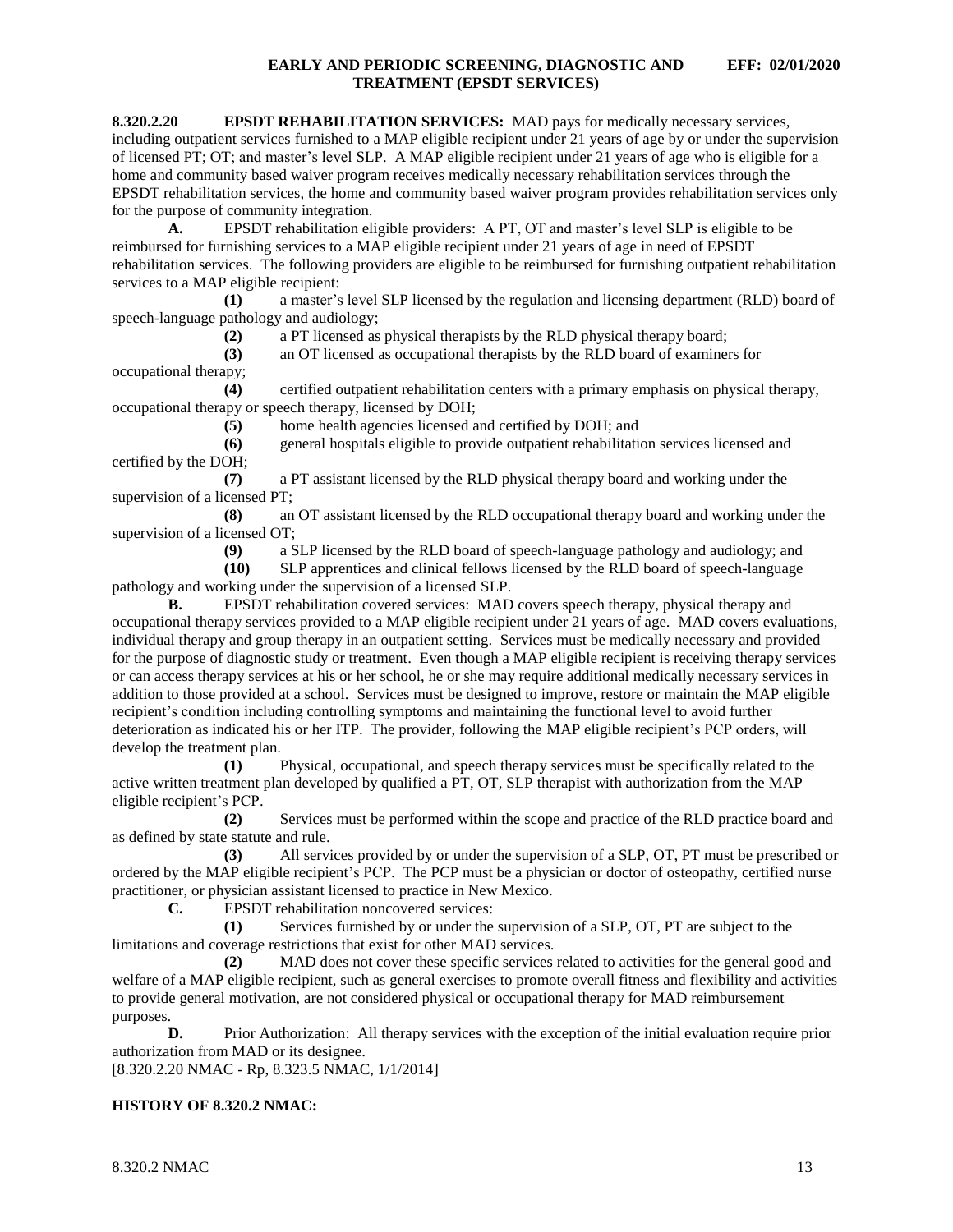**8.320.2.20 EPSDT REHABILITATION SERVICES:** MAD pays for medically necessary services, including outpatient services furnished to a MAP eligible recipient under 21 years of age by or under the supervision of licensed PT; OT; and master's level SLP. A MAP eligible recipient under 21 years of age who is eligible for a home and community based waiver program receives medically necessary rehabilitation services through the EPSDT rehabilitation services, the home and community based waiver program provides rehabilitation services only for the purpose of community integration.

**A.** EPSDT rehabilitation eligible providers: A PT, OT and master's level SLP is eligible to be reimbursed for furnishing services to a MAP eligible recipient under 21 years of age in need of EPSDT rehabilitation services. The following providers are eligible to be reimbursed for furnishing outpatient rehabilitation services to a MAP eligible recipient:

**(1)** a master's level SLP licensed by the regulation and licensing department (RLD) board of speech-language pathology and audiology;

**(2)** a PT licensed as physical therapists by the RLD physical therapy board;

**(3)** an OT licensed as occupational therapists by the RLD board of examiners for occupational therapy;

**(4)** certified outpatient rehabilitation centers with a primary emphasis on physical therapy, occupational therapy or speech therapy, licensed by DOH;

**(5)** home health agencies licensed and certified by DOH; and

**(6)** general hospitals eligible to provide outpatient rehabilitation services licensed and certified by the DOH;

**(7)** a PT assistant licensed by the RLD physical therapy board and working under the supervision of a licensed PT;

**(8)** an OT assistant licensed by the RLD occupational therapy board and working under the supervision of a licensed OT;

**(9)** a SLP licensed by the RLD board of speech-language pathology and audiology; and

**(10)** SLP apprentices and clinical fellows licensed by the RLD board of speech-language pathology and working under the supervision of a licensed SLP.

**B.** EPSDT rehabilitation covered services: MAD covers speech therapy, physical therapy and occupational therapy services provided to a MAP eligible recipient under 21 years of age. MAD covers evaluations, individual therapy and group therapy in an outpatient setting. Services must be medically necessary and provided for the purpose of diagnostic study or treatment. Even though a MAP eligible recipient is receiving therapy services or can access therapy services at his or her school, he or she may require additional medically necessary services in addition to those provided at a school. Services must be designed to improve, restore or maintain the MAP eligible recipient's condition including controlling symptoms and maintaining the functional level to avoid further deterioration as indicated his or her ITP. The provider, following the MAP eligible recipient's PCP orders, will develop the treatment plan.

**(1)** Physical, occupational, and speech therapy services must be specifically related to the active written treatment plan developed by qualified a PT, OT, SLP therapist with authorization from the MAP eligible recipient's PCP.

**(2)** Services must be performed within the scope and practice of the RLD practice board and as defined by state statute and rule.

**(3)** All services provided by or under the supervision of a SLP, OT, PT must be prescribed or ordered by the MAP eligible recipient's PCP. The PCP must be a physician or doctor of osteopathy, certified nurse practitioner, or physician assistant licensed to practice in New Mexico.

**C.** EPSDT rehabilitation noncovered services:

**(1)** Services furnished by or under the supervision of a SLP, OT, PT are subject to the limitations and coverage restrictions that exist for other MAD services.

**(2)** MAD does not cover these specific services related to activities for the general good and welfare of a MAP eligible recipient, such as general exercises to promote overall fitness and flexibility and activities to provide general motivation, are not considered physical or occupational therapy for MAD reimbursement purposes.

**D.** Prior Authorization: All therapy services with the exception of the initial evaluation require prior authorization from MAD or its designee.

[8.320.2.20 NMAC - Rp, 8.323.5 NMAC, 1/1/2014]

**HISTORY OF 8.320.2 NMAC:**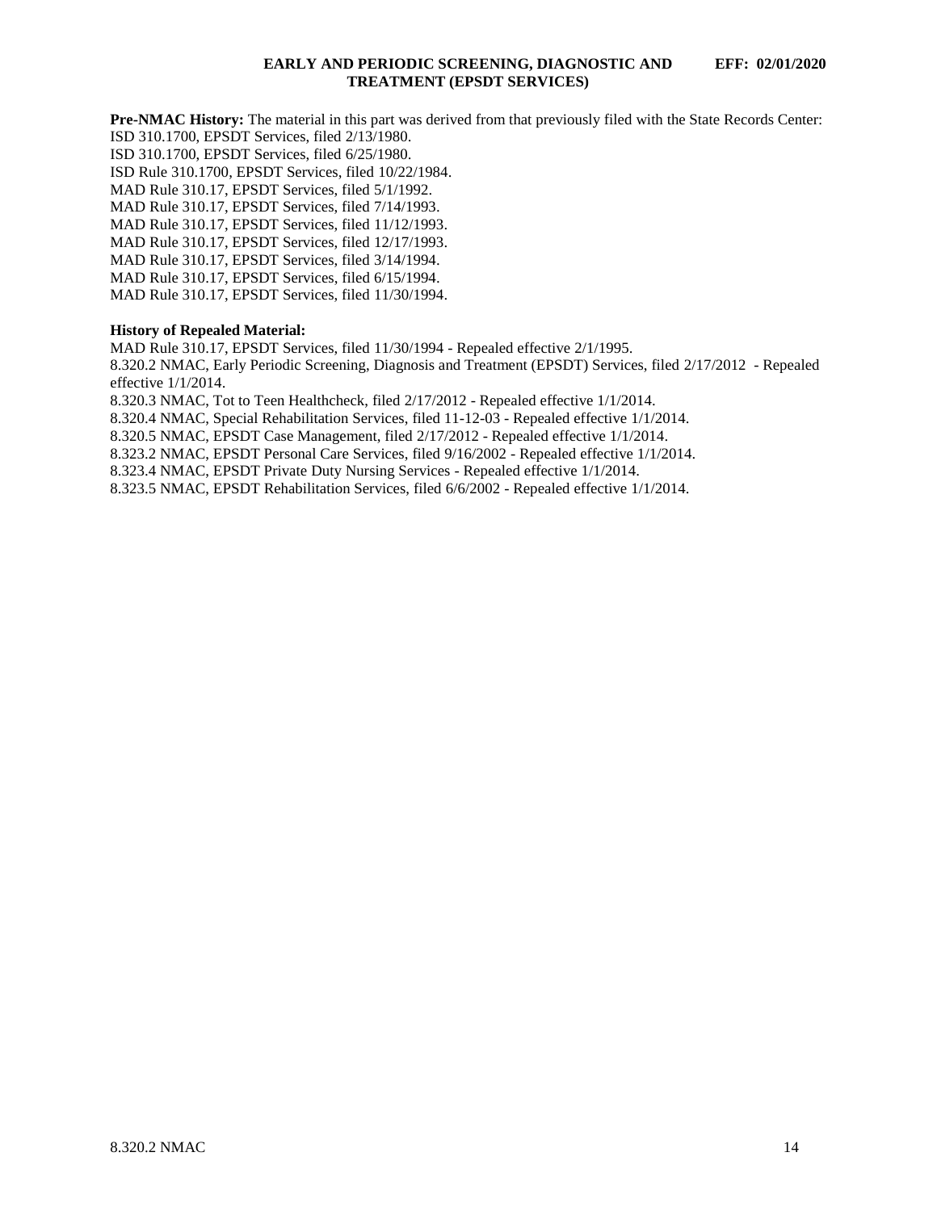**Pre-NMAC History:** The material in this part was derived from that previously filed with the State Records Center:
ISD 310.1700, EPSDT Services, filed 2/13/1980.
ISD 310.1700, EPSDT Services, filed 6/25/1980.
ISD Rule 310.1700, EPSDT Services, filed 10/22/1984.
MAD Rule 310.17, EPSDT Services, filed 5/1/1992.
MAD Rule 310.17, EPSDT Services, filed 7/14/1993.
MAD Rule 310.17, EPSDT Services, filed 11/12/1993.
MAD Rule 310.17, EPSDT Services, filed 12/17/1993.
MAD Rule 310.17, EPSDT Services, filed 3/14/1994.
MAD Rule 310.17, EPSDT Services, filed 6/15/1994.
MAD Rule 310.17, EPSDT Services, filed 11/30/1994.

**History of Repealed Material:**
MAD Rule 310.17, EPSDT Services, filed 11/30/1994 - Repealed effective 2/1/1995.
8.320.2 NMAC, Early Periodic Screening, Diagnosis and Treatment (EPSDT) Services, filed 2/17/2012 - Repealed effective 1/1/2014.
8.320.3 NMAC, Tot to Teen Healthcheck, filed 2/17/2012 - Repealed effective 1/1/2014.
8.320.4 NMAC, Special Rehabilitation Services, filed 11-12-03 - Repealed effective 1/1/2014.
8.320.5 NMAC, EPSDT Case Management, filed 2/17/2012 - Repealed effective 1/1/2014.
8.323.2 NMAC, EPSDT Personal Care Services, filed 9/16/2002 - Repealed effective 1/1/2014.
8.323.4 NMAC, EPSDT Private Duty Nursing Services - Repealed effective 1/1/2014.
8.323.5 NMAC, EPSDT Rehabilitation Services, filed 6/6/2002 - Repealed effective 1/1/2014.